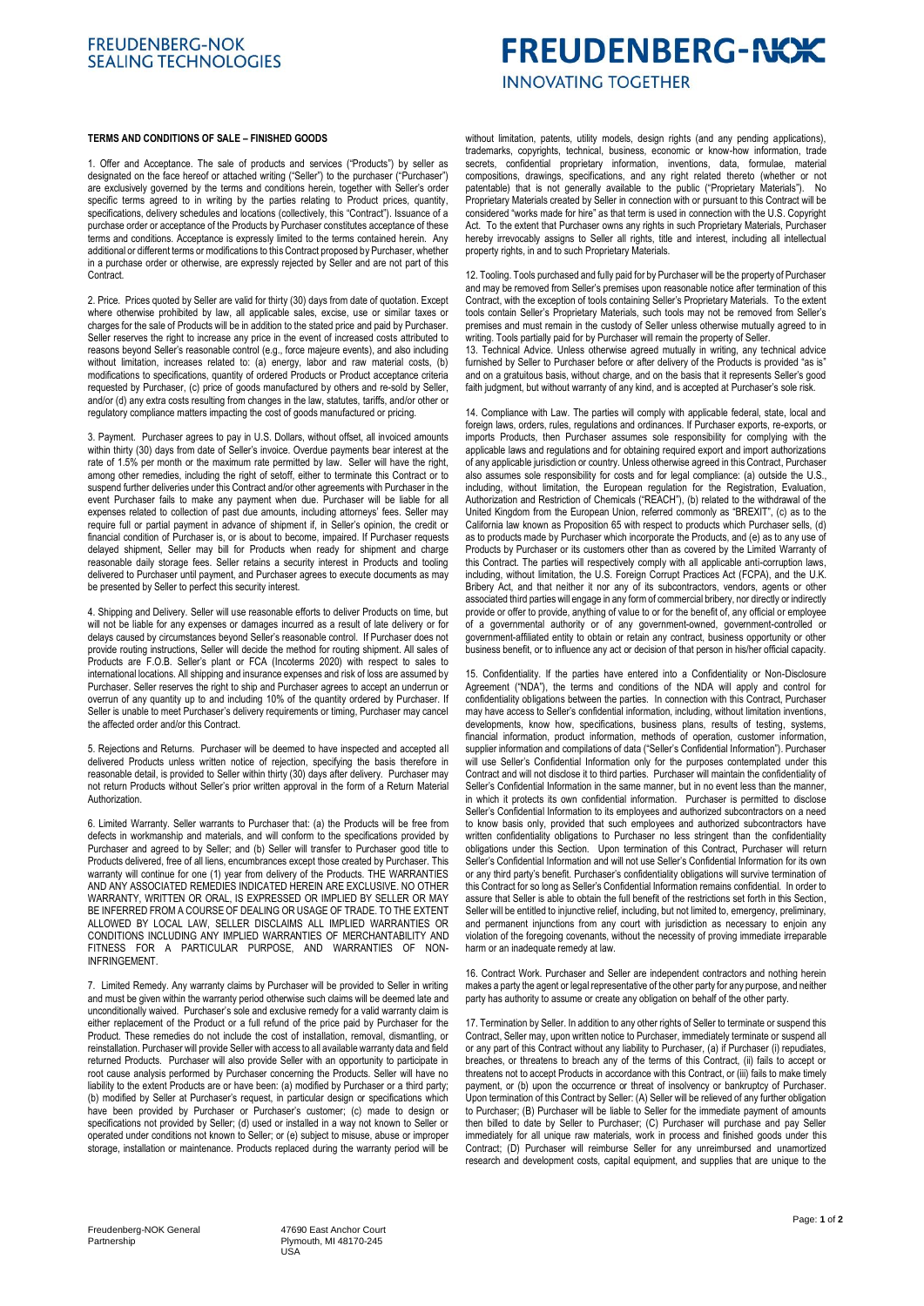FREUDENBERG-NOK SEALING TECHNOLOGIES

FREUDENBERG-NOK INNOVATING TOGETHER

**TERMS AND CONDITIONS OF SALE – FINISHED GOODS**

1. Offer and Acceptance. The sale of products and services ("Products") by seller as designated on the face hereof or attached writing ("Seller") to the purchaser ("Purchaser") are exclusively governed by the terms and conditions herein, together with Seller's order specific terms agreed to in writing by the parties relating to Product prices, quantity, specifications, delivery schedules and locations (collectively, this "Contract"). Issuance of a purchase order or acceptance of the Products by Purchaser constitutes acceptance of these terms and conditions. Acceptance is expressly limited to the terms contained herein. Any additional or different terms or modifications to this Contract proposed by Purchaser, whether in a purchase order or otherwise, are expressly rejected by Seller and are not part of this Contract.

2. Price. Prices quoted by Seller are valid for thirty (30) days from date of quotation. Except where otherwise prohibited by law, all applicable sales, excise, use or similar taxes or charges for the sale of Products will be in addition to the stated price and paid by Purchaser. Seller reserves the right to increase any price in the event of increased costs attributed to reasons beyond Seller's reasonable control (e.g., force majeure events), and also including without limitation, increases related to: (a) energy, labor and raw material costs, (b) modifications to specifications, quantity of ordered Products or Product acceptance criteria requested by Purchaser, (c) price of goods manufactured by others and re-sold by Seller, and/or (d) any extra costs resulting from changes in the law, statutes, tariffs, and/or other or regulatory compliance matters impacting the cost of goods manufactured or pricing.

3. Payment. Purchaser agrees to pay in U.S. Dollars, without offset, all invoiced amounts within thirty (30) days from date of Seller's invoice. Overdue payments bear interest at the rate of 1.5% per month or the maximum rate permitted by law. Seller will have the right, among other remedies, including the right of setoff, either to terminate this Contract or to suspend further deliveries under this Contract and/or other agreements with Purchaser in the event Purchaser fails to make any payment when due. Purchaser will be liable for all expenses related to collection of past due amounts, including attorneys' fees. Seller may require full or partial payment in advance of shipment if, in Seller's opinion, the credit or financial condition of Purchaser is, or is about to become, impaired. If Purchaser requests delayed shipment, Seller may bill for Products when ready for shipment and charge reasonable daily storage fees. Seller retains a security interest in Products and tooling delivered to Purchaser until payment, and Purchaser agrees to execute documents as may be presented by Seller to perfect this security interest.

4. Shipping and Delivery. Seller will use reasonable efforts to deliver Products on time, but will not be liable for any expenses or damages incurred as a result of late delivery or for delays caused by circumstances beyond Seller's reasonable control. If Purchaser does not provide routing instructions, Seller will decide the method for routing shipment. All sales of Products are F.O.B. Seller's plant or FCA (Incoterms 2020) with respect to sales to international locations. All shipping and insurance expenses and risk of loss are assumed by Purchaser. Seller reserves the right to ship and Purchaser agrees to accept an underrun or overrun of any quantity up to and including 10% of the quantity ordered by Purchaser. If Seller is unable to meet Purchaser's delivery requirements or timing, Purchaser may cancel the affected order and/or this Contract.

5. Rejections and Returns. Purchaser will be deemed to have inspected and accepted all delivered Products unless written notice of rejection, specifying the basis therefore in reasonable detail, is provided to Seller within thirty (30) days after delivery. Purchaser may not return Products without Seller's prior written approval in the form of a Return Material Authorization.

6. Limited Warranty. Seller warrants to Purchaser that: (a) the Products will be free from defects in workmanship and materials, and will conform to the specifications provided by Purchaser and agreed to by Seller; and (b) Seller will transfer to Purchaser good title to Products delivered, free of all liens, encumbrances except those created by Purchaser. This warranty will continue for one (1) year from delivery of the Products. THE WARRANTIES AND ANY ASSOCIATED REMEDIES INDICATED HEREIN ARE EXCLUSIVE. NO OTHER WARRANTY, WRITTEN OR ORAL, IS EXPRESSED OR IMPLIED BY SELLER OR MAY BE INFERRED FROM A COURSE OF DEALING OR USAGE OF TRADE. TO THE EXTENT ALLOWED BY LOCAL LAW, SELLER DISCLAIMS ALL IMPLIED WARRANTIES OR CONDITIONS INCLUDING ANY IMPLIED WARRANTIES OF MERCHANTABILITY AND FITNESS FOR A PARTICULAR PURPOSE, AND WARRANTIES OF NON-INFRINGEMENT.

7. Limited Remedy. Any warranty claims by Purchaser will be provided to Seller in writing and must be given within the warranty period otherwise such claims will be deemed late and unconditionally waived. Purchaser's sole and exclusive remedy for a valid warranty claim is either replacement of the Product or a full refund of the price paid by Purchaser for the Product. These remedies do not include the cost of installation, removal, dismantling, or reinstallation. Purchaser will provide Seller with access to all available warranty data and field returned Products. Purchaser will also provide Seller with an opportunity to participate in root cause analysis performed by Purchaser concerning the Products. Seller will have no liability to the extent Products are or have been: (a) modified by Purchaser or a third party; (b) modified by Seller at Purchaser's request, in particular design or specifications which have been provided by Purchaser or Purchaser's customer; (c) made to design or specifications not provided by Seller; (d) used or installed in a way not known to Seller or operated under conditions not known to Seller; or (e) subject to misuse, abuse or improper storage, installation or maintenance. Products replaced during the warranty period will be without limitation, patents, utility models, design rights (and any pending applications), trademarks, copyrights, technical, business, economic or know-how information, trade secrets, confidential proprietary information, inventions, data, formulae, material compositions, drawings, specifications, and any right related thereto (whether or not patentable) that is not generally available to the public ("Proprietary Materials"). No Proprietary Materials created by Seller in connection with or pursuant to this Contract will be considered "works made for hire" as that term is used in connection with the U.S. Copyright Act. To the extent that Purchaser owns any rights in such Proprietary Materials, Purchaser hereby irrevocably assigns to Seller all rights, title and interest, including all intellectual property rights, in and to such Proprietary Materials.

12. Tooling. Tools purchased and fully paid for by Purchaser will be the property of Purchaser and may be removed from Seller's premises upon reasonable notice after termination of this Contract, with the exception of tools containing Seller's Proprietary Materials. To the extent tools contain Seller's Proprietary Materials, such tools may not be removed from Seller's premises and must remain in the custody of Seller unless otherwise mutually agreed to in writing. Tools partially paid for by Purchaser will remain the property of Seller.

13. Technical Advice. Unless otherwise agreed mutually in writing, any technical advice furnished by Seller to Purchaser before or after delivery of the Products is provided "as is" and on a gratuitous basis, without charge, and on the basis that it represents Seller's good faith judgment, but without warranty of any kind, and is accepted at Purchaser's sole risk.

14. Compliance with Law. The parties will comply with applicable federal, state, local and foreign laws, orders, rules, regulations and ordinances. If Purchaser exports, re-exports, or imports Products, then Purchaser assumes sole responsibility for complying with the applicable laws and regulations and for obtaining required export and import authorizations of any applicable jurisdiction or country. Unless otherwise agreed in this Contract, Purchaser also assumes sole responsibility for costs and for legal compliance: (a) outside the U.S., including, without limitation, the European regulation for the Registration, Evaluation, Authorization and Restriction of Chemicals ("REACH"), (b) related to the withdrawal of the United Kingdom from the European Union, referred commonly as "BREXIT", (c) as to the California law known as Proposition 65 with respect to products which Purchaser sells, (d) as to products made by Purchaser which incorporate the Products, and (e) as to any use of Products by Purchaser or its customers other than as covered by the Limited Warranty of this Contract. The parties will respectively comply with all applicable anti-corruption laws, including, without limitation, the U.S. Foreign Corrupt Practices Act (FCPA), and the U.K. Bribery Act, and that neither it nor any of its subcontractors, vendors, agents or other associated third parties will engage in any form of commercial bribery, nor directly or indirectly provide or offer to provide, anything of value to or for the benefit of, any official or employee of a governmental authority or of any government-owned, government-controlled or government-affiliated entity to obtain or retain any contract, business opportunity or other business benefit, or to influence any act or decision of that person in his/her official capacity.

15. Confidentiality. If the parties have entered into a Confidentiality or Non-Disclosure Agreement ("NDA"), the terms and conditions of the NDA will apply and control for confidentiality obligations between the parties. In connection with this Contract, Purchaser may have access to Seller's confidential information, including, without limitation inventions, developments, know how, specifications, business plans, results of testing, systems, financial information, product information, methods of operation, customer information, supplier information and compilations of data ("Seller's Confidential Information"). Purchaser will use Seller's Confidential Information only for the purposes contemplated under this Contract and will not disclose it to third parties. Purchaser will maintain the confidentiality of Seller's Confidential Information in the same manner, but in no event less than the manner, in which it protects its own confidential information. Purchaser is permitted to disclose Seller's Confidential Information to its employees and authorized subcontractors on a need to know basis only, provided that such employees and authorized subcontractors have written confidentiality obligations to Purchaser no less stringent than the confidentiality obligations under this Section. Upon termination of this Contract, Purchaser will return Seller's Confidential Information and will not use Seller's Confidential Information for its own or any third party's benefit. Purchaser's confidentiality obligations will survive termination of this Contract for so long as Seller's Confidential Information remains confidential. In order to assure that Seller is able to obtain the full benefit of the restrictions set forth in this Section, Seller will be entitled to injunctive relief, including, but not limited to, emergency, preliminary, and permanent injunctions from any court with jurisdiction as necessary to enjoin any violation of the foregoing covenants, without the necessity of proving immediate irreparable harm or an inadequate remedy at law.

16. Contract Work. Purchaser and Seller are independent contractors and nothing herein makes a party the agent or legal representative of the other party for any purpose, and neither party has authority to assume or create any obligation on behalf of the other party.

17. Termination by Seller. In addition to any other rights of Seller to terminate or suspend this Contract, Seller may, upon written notice to Purchaser, immediately terminate or suspend all or any part of this Contract without any liability to Purchaser, (a) if Purchaser (i) repudiates, breaches, or threatens to breach any of the terms of this Contract, (ii) fails to accept or threatens not to accept Products in accordance with this Contract, or (iii) fails to make timely payment, or (b) upon the occurrence or threat of insolvency or bankruptcy of Purchaser. Upon termination of this Contract by Seller: (A) Seller will be relieved of any further obligation to Purchaser; (B) Purchaser will be liable to Seller for the immediate payment of amounts then billed to date by Seller to Purchaser; (C) Purchaser will purchase and pay Seller immediately for all unique raw materials, work in process and finished goods under this Contract; (D) Purchaser will reimburse Seller for any unreimbursed and unamortized research and development costs, capital equipment, and supplies that are unique to the

Freudenberg-NOK General Partnership
47690 East Anchor Court
Plymouth, MI 48170-245
USA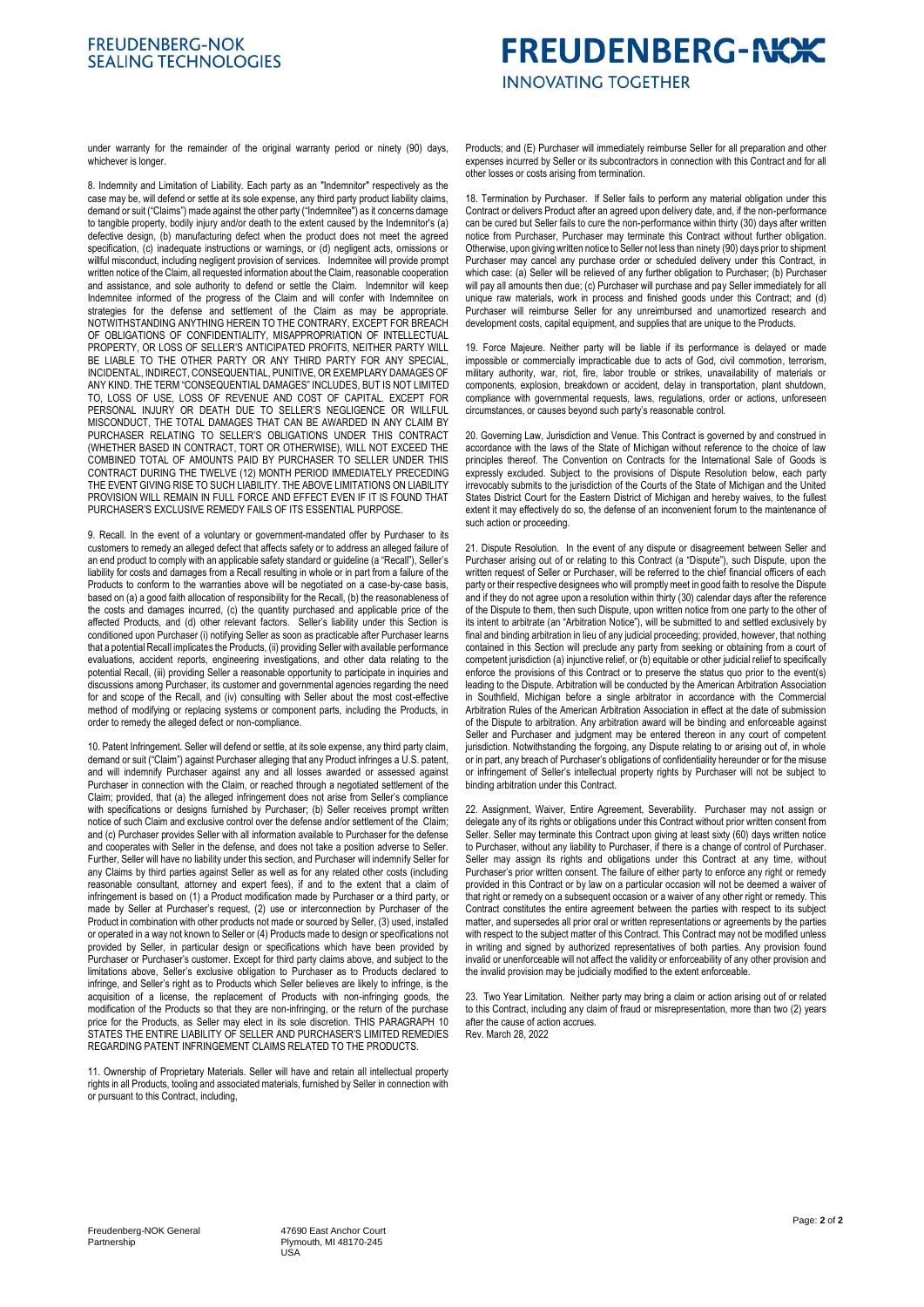under warranty for the remainder of the original warranty period or ninety (90) days, whichever is longer.

8. Indemnity and Limitation of Liability. Each party as an "Indemnitor" respectively as the case may be, will defend or settle at its sole expense, any third party product liability claims, demand or suit ("Claims") made against the other party ("Indemnitee") as it concerns damage to tangible property, bodily injury and/or death to the extent caused by the Indemnitor's (a) defective design, (b) manufacturing defect when the product does not meet the agreed specification, (c) inadequate instructions or warnings, or (d) negligent acts, omissions or willful misconduct, including negligent provision of services. Indemnitee will provide prompt written notice of the Claim, all requested information about the Claim, reasonable cooperation and assistance, and sole authority to defend or settle the Claim. Indemnitor will keep Indemnitee informed of the progress of the Claim and will confer with Indemnitee on strategies for the defense and settlement of the Claim as may be appropriate. NOTWITHSTANDING ANYTHING HEREIN TO THE CONTRARY, EXCEPT FOR BREACH OF OBLIGATIONS OF CONFIDENTIALITY, MISAPPROPRIATION OF INTELLECTUAL PROPERTY, OR LOSS OF SELLER'S ANTICIPATED PROFITS, NEITHER PARTY WILL BE LIABLE TO THE OTHER PARTY OR ANY THIRD PARTY FOR ANY SPECIAL, INCIDENTAL, INDIRECT, CONSEQUENTIAL, PUNITIVE, OR EXEMPLARY DAMAGES OF ANY KIND. THE TERM "CONSEQUENTIAL DAMAGES" INCLUDES, BUT IS NOT LIMITED TO, LOSS OF USE, LOSS OF REVENUE AND COST OF CAPITAL. EXCEPT FOR PERSONAL INJURY OR DEATH DUE TO SELLER'S NEGLIGENCE OR WILLFUL MISCONDUCT, THE TOTAL DAMAGES THAT CAN BE AWARDED IN ANY CLAIM BY PURCHASER RELATING TO SELLER'S OBLIGATIONS UNDER THIS CONTRACT (WHETHER BASED IN CONTRACT, TORT OR OTHERWISE), WILL NOT EXCEED THE COMBINED TOTAL OF AMOUNTS PAID BY PURCHASER TO SELLER UNDER THIS CONTRACT DURING THE TWELVE (12) MONTH PERIOD IMMEDIATELY PRECEDING THE EVENT GIVING RISE TO SUCH LIABILITY. THE ABOVE LIMITATIONS ON LIABILITY PROVISION WILL REMAIN IN FULL FORCE AND EFFECT EVEN IF IT IS FOUND THAT PURCHASER'S EXCLUSIVE REMEDY FAILS OF ITS ESSENTIAL PURPOSE.

9. Recall. In the event of a voluntary or government-mandated offer by Purchaser to its customers to remedy an alleged defect that affects safety or to address an alleged failure of an end product to comply with an applicable safety standard or guideline (a "Recall"), Seller's liability for costs and damages from a Recall resulting in whole or in part from a failure of the Products to conform to the warranties above will be negotiated on a case-by-case basis, based on (a) a good faith allocation of responsibility for the Recall, (b) the reasonableness of the costs and damages incurred, (c) the quantity purchased and applicable price of the affected Products, and (d) other relevant factors. Seller's liability under this Section is conditioned upon Purchaser (i) notifying Seller as soon as practicable after Purchaser learns that a potential Recall implicates the Products, (ii) providing Seller with available performance evaluations, accident reports, engineering investigations, and other data relating to the potential Recall, (iii) providing Seller a reasonable opportunity to participate in inquiries and discussions among Purchaser, its customer and governmental agencies regarding the need for and scope of the Recall, and (iv) consulting with Seller about the most cost-effective method of modifying or replacing systems or component parts, including the Products, in order to remedy the alleged defect or non-compliance.

10. Patent Infringement. Seller will defend or settle, at its sole expense, any third party claim, demand or suit ("Claim") against Purchaser alleging that any Product infringes a U.S. patent, and will indemnify Purchaser against any and all losses awarded or assessed against Purchaser in connection with the Claim, or reached through a negotiated settlement of the Claim; provided, that (a) the alleged infringement does not arise from Seller's compliance with specifications or designs furnished by Purchaser; (b) Seller receives prompt written notice of such Claim and exclusive control over the defense and/or settlement of the Claim; and (c) Purchaser provides Seller with all information available to Purchaser for the defense and cooperates with Seller in the defense, and does not take a position adverse to Seller. Further, Seller will have no liability under this section, and Purchaser will indemnify Seller for any Claims by third parties against Seller as well as for any related other costs (including reasonable consultant, attorney and expert fees), if and to the extent that a claim of infringement is based on (1) a Product modification made by Purchaser or a third party, or made by Seller at Purchaser's request, (2) use or interconnection by Purchaser of the Product in combination with other products not made or sourced by Seller, (3) used, installed or operated in a way not known to Seller or (4) Products made to design or specifications not provided by Seller, in particular design or specifications which have been provided by Purchaser or Purchaser's customer. Except for third party claims above, and subject to the limitations above, Seller's exclusive obligation to Purchaser as to Products declared to infringe, and Seller's right as to Products which Seller believes are likely to infringe, is the acquisition of a license, the replacement of Products with non-infringing goods, the modification of the Products so that they are non-infringing, or the return of the purchase price for the Products, as Seller may elect in its sole discretion. THIS PARAGRAPH 10 STATES THE ENTIRE LIABILITY OF SELLER AND PURCHASER'S LIMITED REMEDIES REGARDING PATENT INFRINGEMENT CLAIMS RELATED TO THE PRODUCTS.

11. Ownership of Proprietary Materials. Seller will have and retain all intellectual property rights in all Products, tooling and associated materials, furnished by Seller in connection with or pursuant to this Contract, including,

Products; and (E) Purchaser will immediately reimburse Seller for all preparation and other expenses incurred by Seller or its subcontractors in connection with this Contract and for all other losses or costs arising from termination.

18. Termination by Purchaser. If Seller fails to perform any material obligation under this Contract or delivers Product after an agreed upon delivery date, and, if the non-performance can be cured but Seller fails to cure the non-performance within thirty (30) days after written notice from Purchaser, Purchaser may terminate this Contract without further obligation. Otherwise, upon giving written notice to Seller not less than ninety (90) days prior to shipment Purchaser may cancel any purchase order or scheduled delivery under this Contract, in which case: (a) Seller will be relieved of any further obligation to Purchaser; (b) Purchaser will pay all amounts then due; (c) Purchaser will purchase and pay Seller immediately for all unique raw materials, work in process and finished goods under this Contract; and (d) Purchaser will reimburse Seller for any unreimbursed and unamortized research and development costs, capital equipment, and supplies that are unique to the Products.

19. Force Majeure. Neither party will be liable if its performance is delayed or made impossible or commercially impracticable due to acts of God, civil commotion, terrorism, military authority, war, riot, fire, labor trouble or strikes, unavailability of materials or components, explosion, breakdown or accident, delay in transportation, plant shutdown, compliance with governmental requests, laws, regulations, order or actions, unforeseen circumstances, or causes beyond such party's reasonable control.

20. Governing Law, Jurisdiction and Venue. This Contract is governed by and construed in accordance with the laws of the State of Michigan without reference to the choice of law principles thereof. The Convention on Contracts for the International Sale of Goods is expressly excluded. Subject to the provisions of Dispute Resolution below, each party irrevocably submits to the jurisdiction of the Courts of the State of Michigan and the United States District Court for the Eastern District of Michigan and hereby waives, to the fullest extent it may effectively do so, the defense of an inconvenient forum to the maintenance of such action or proceeding.

21. Dispute Resolution. In the event of any dispute or disagreement between Seller and Purchaser arising out of or relating to this Contract (a "Dispute"), such Dispute, upon the written request of Seller or Purchaser, will be referred to the chief financial officers of each party or their respective designees who will promptly meet in good faith to resolve the Dispute and if they do not agree upon a resolution within thirty (30) calendar days after the reference of the Dispute to them, then such Dispute, upon written notice from one party to the other of its intent to arbitrate (an "Arbitration Notice"), will be submitted to and settled exclusively by final and binding arbitration in lieu of any judicial proceeding; provided, however, that nothing contained in this Section will preclude any party from seeking or obtaining from a court of competent jurisdiction (a) injunctive relief, or (b) equitable or other judicial relief to specifically enforce the provisions of this Contract or to preserve the status quo prior to the event(s) leading to the Dispute. Arbitration will be conducted by the American Arbitration Association in Southfield, Michigan before a single arbitrator in accordance with the Commercial Arbitration Rules of the American Arbitration Association in effect at the date of submission of the Dispute to arbitration. Any arbitration award will be binding and enforceable against Seller and Purchaser and judgment may be entered thereon in any court of competent jurisdiction. Notwithstanding the forgoing, any Dispute relating to or arising out of, in whole or in part, any breach of Purchaser's obligations of confidentiality hereunder or for the misuse or infringement of Seller's intellectual property rights by Purchaser will not be subject to binding arbitration under this Contract.

22. Assignment, Waiver, Entire Agreement, Severability. Purchaser may not assign or delegate any of its rights or obligations under this Contract without prior written consent from Seller. Seller may terminate this Contract upon giving at least sixty (60) days written notice to Purchaser, without any liability to Purchaser, if there is a change of control of Purchaser. Seller may assign its rights and obligations under this Contract at any time, without Purchaser's prior written consent. The failure of either party to enforce any right or remedy provided in this Contract or by law on a particular occasion will not be deemed a waiver of that right or remedy on a subsequent occasion or a waiver of any other right or remedy. This Contract constitutes the entire agreement between the parties with respect to its subject matter, and supersedes all prior oral or written representations or agreements by the parties with respect to the subject matter of this Contract. This Contract may not be modified unless in writing and signed by authorized representatives of both parties. Any provision found invalid or unenforceable will not affect the validity or enforceability of any other provision and the invalid provision may be judicially modified to the extent enforceable.

23. Two Year Limitation. Neither party may bring a claim or action arising out of or related to this Contract, including any claim of fraud or misrepresentation, more than two (2) years after the cause of action accrues.

Rev. March 28, 2022